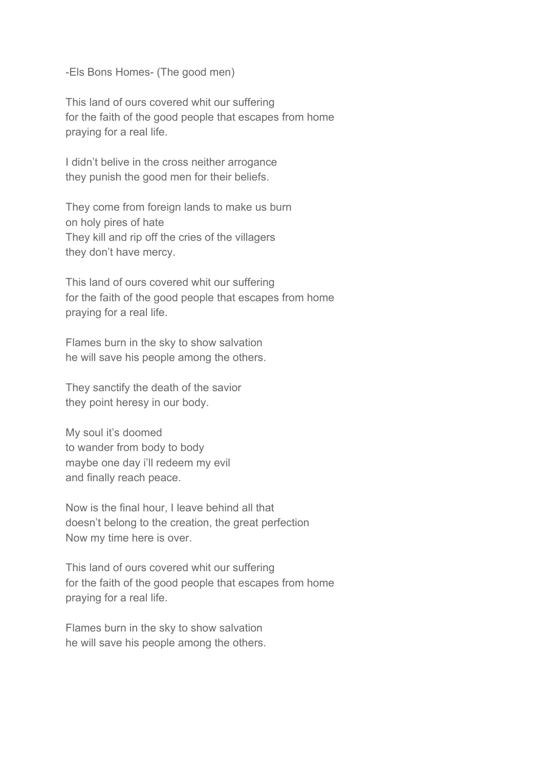-Els Bons Homes- (The good men)

This land of ours covered whit our suffering
for the faith of the good people that escapes from home
praying for a real life.

I didn't belive in the cross neither arrogance
they punish the good men for their beliefs.

They come from foreign lands to make us burn
on holy pires of hate
They kill and rip off the cries of the villagers
they don't have mercy.

This land of ours covered whit our suffering
for the faith of the good people that escapes from home
praying for a real life.

Flames burn in the sky to show salvation
he will save his people among the others.

They sanctify the death of the savior
they point heresy in our body.

My soul it's doomed
to wander from body to body
maybe one day i'll redeem my evil
and finally reach peace.

Now is the final hour, I leave behind all that
doesn't belong to the creation, the great perfection
Now my time here is over.

This land of ours covered whit our suffering
for the faith of the good people that escapes from home
praying for a real life.

Flames burn in the sky to show salvation
he will save his people among the others.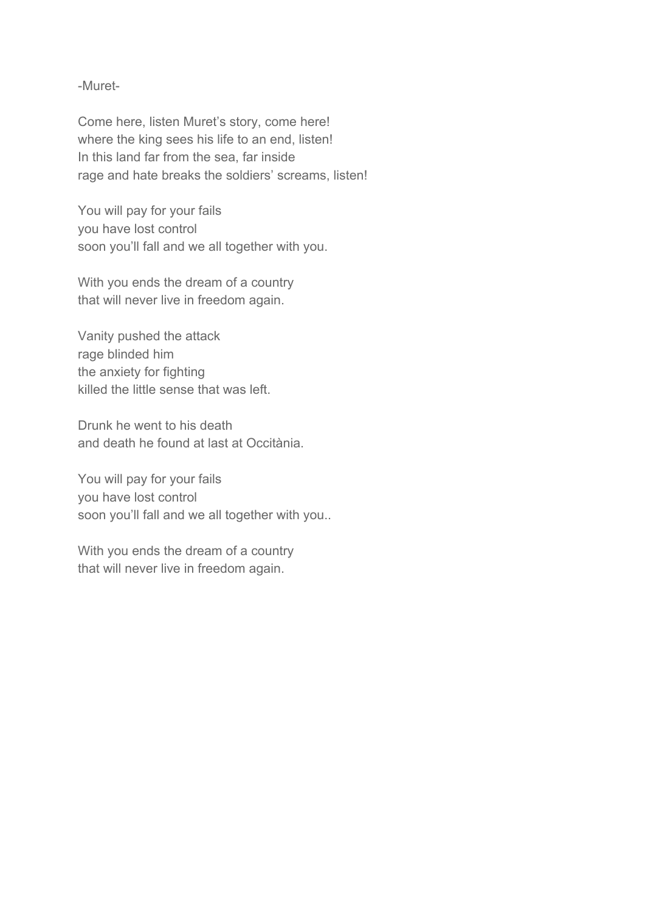-Muret-

Come here, listen Muret's story, come here!
where the king sees his life to an end, listen!
In this land far from the sea, far inside
rage and hate breaks the soldiers' screams, listen!

You will pay for your fails
you have lost control
soon you'll fall and we all together with you.

With you ends the dream of a country
that will never live in freedom again.

Vanity pushed the attack
rage blinded him
the anxiety for fighting
killed the little sense that was left.

Drunk he went to his death
and death he found at last at Occitània.

You will pay for your fails
you have lost control
soon you'll fall and we all together with you..

With you ends the dream of a country
that will never live in freedom again.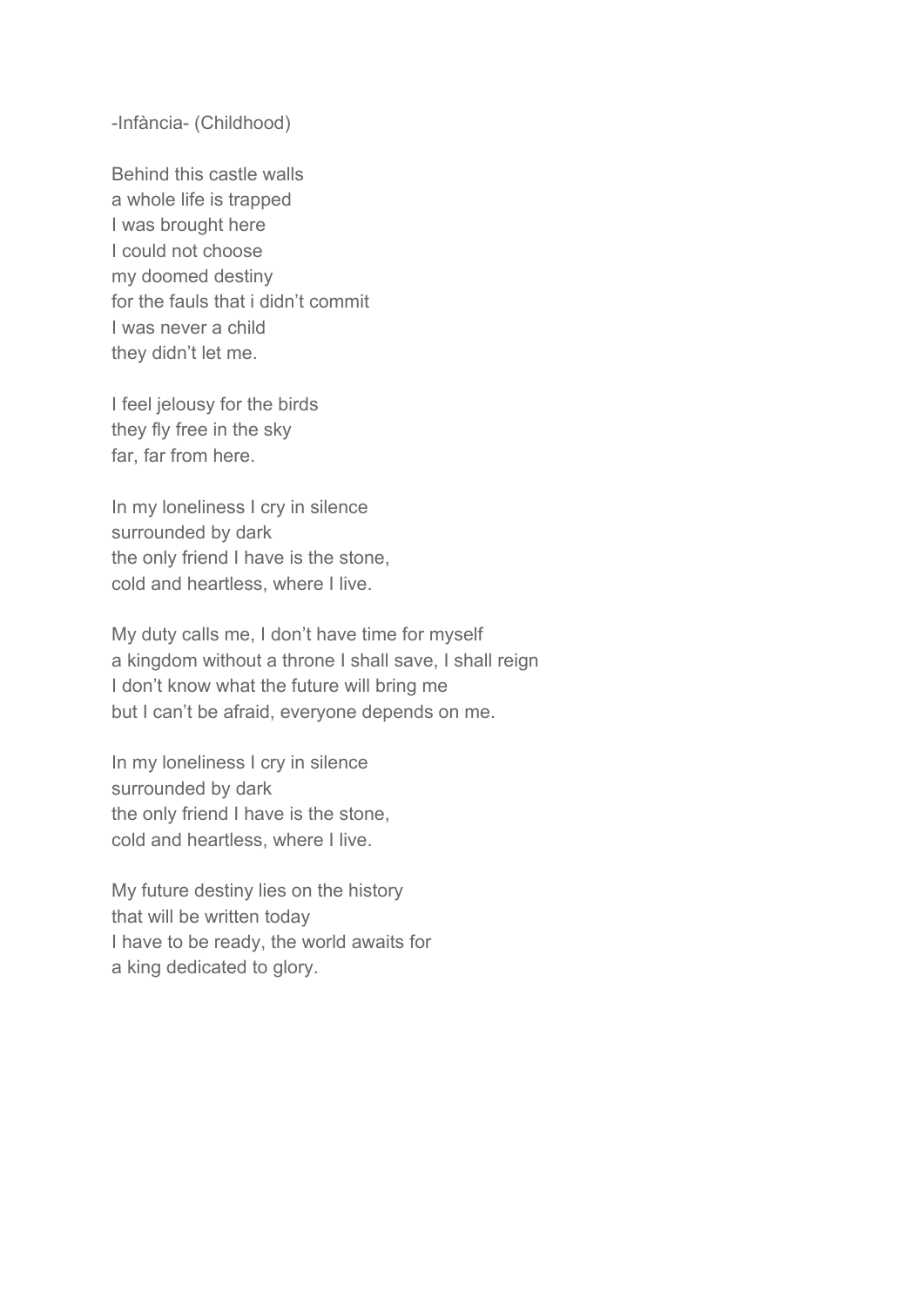-Infància- (Childhood)

Behind this castle walls
a whole life is trapped
I was brought here
I could not choose
my doomed destiny
for the fauls that i didn't commit
I was never a child
they didn't let me.

I feel jelousy for the birds
they fly free in the sky
far, far from here.

In my loneliness I cry in silence
surrounded by dark
the only friend I have is the stone,
cold and heartless, where I live.

My duty calls me, I don't have time for myself
a kingdom without a throne I shall save, I shall reign
I don't know what the future will bring me
but I can't be afraid, everyone depends on me.

In my loneliness I cry in silence
surrounded by dark
the only friend I have is the stone,
cold and heartless, where I live.

My future destiny lies on the history
that will be written today
I have to be ready, the world awaits for
a king dedicated to glory.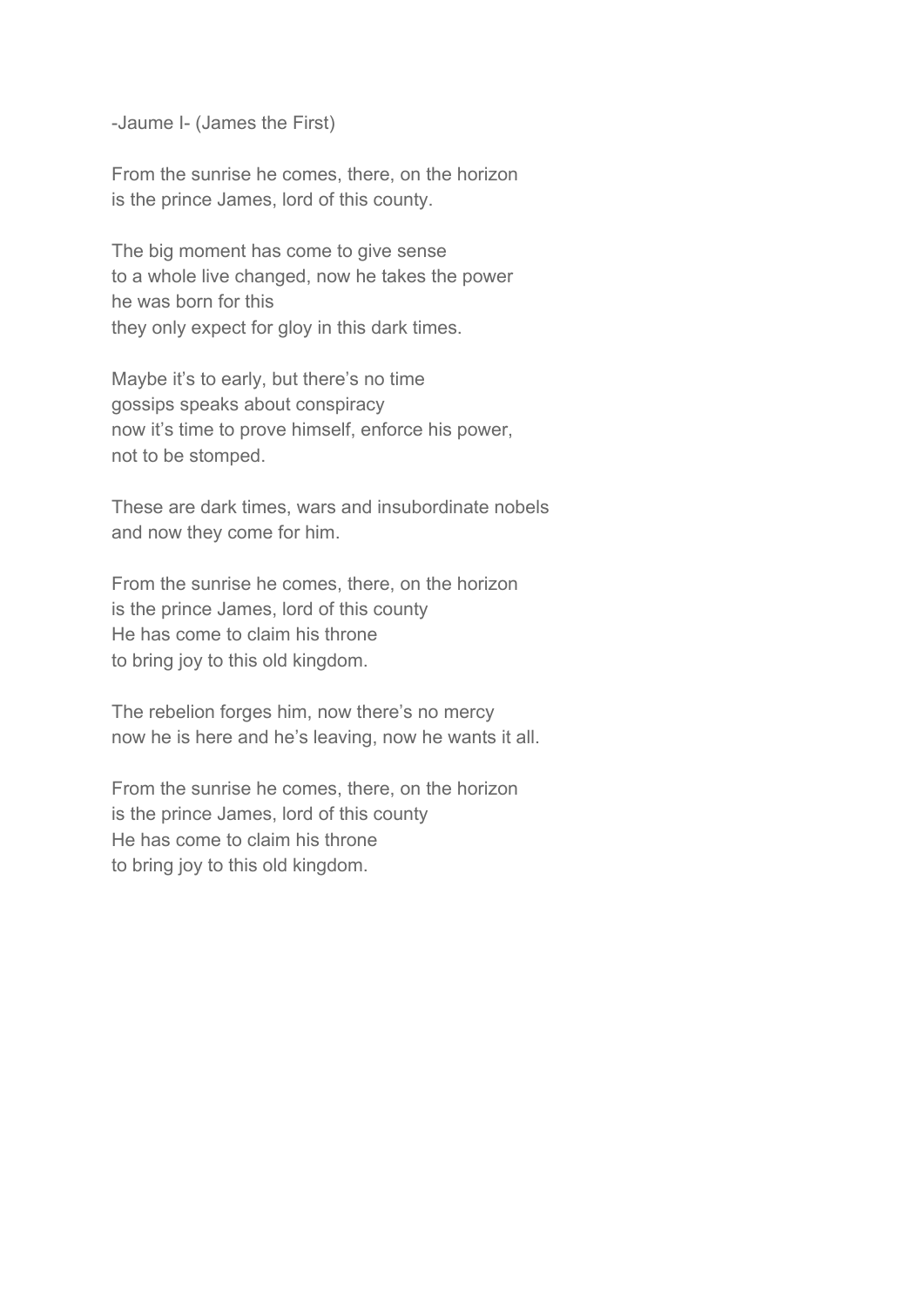-Jaume I- (James the First)

From the sunrise he comes, there, on the horizon
is the prince James, lord of this county.

The big moment has come to give sense
to a whole live changed, now he takes the power
he was born for this
they only expect for gloy in this dark times.

Maybe it's to early, but there's no time
gossips speaks about conspiracy
now it's time to prove himself, enforce his power,
not to be stomped.

These are dark times, wars and insubordinate nobels
and now they come for him.

From the sunrise he comes, there, on the horizon
is the prince James, lord of this county
He has come to claim his throne
to bring joy to this old kingdom.

The rebelion forges him, now there's no mercy
now he is here and he's leaving, now he wants it all.

From the sunrise he comes, there, on the horizon
is the prince James, lord of this county
He has come to claim his throne
to bring joy to this old kingdom.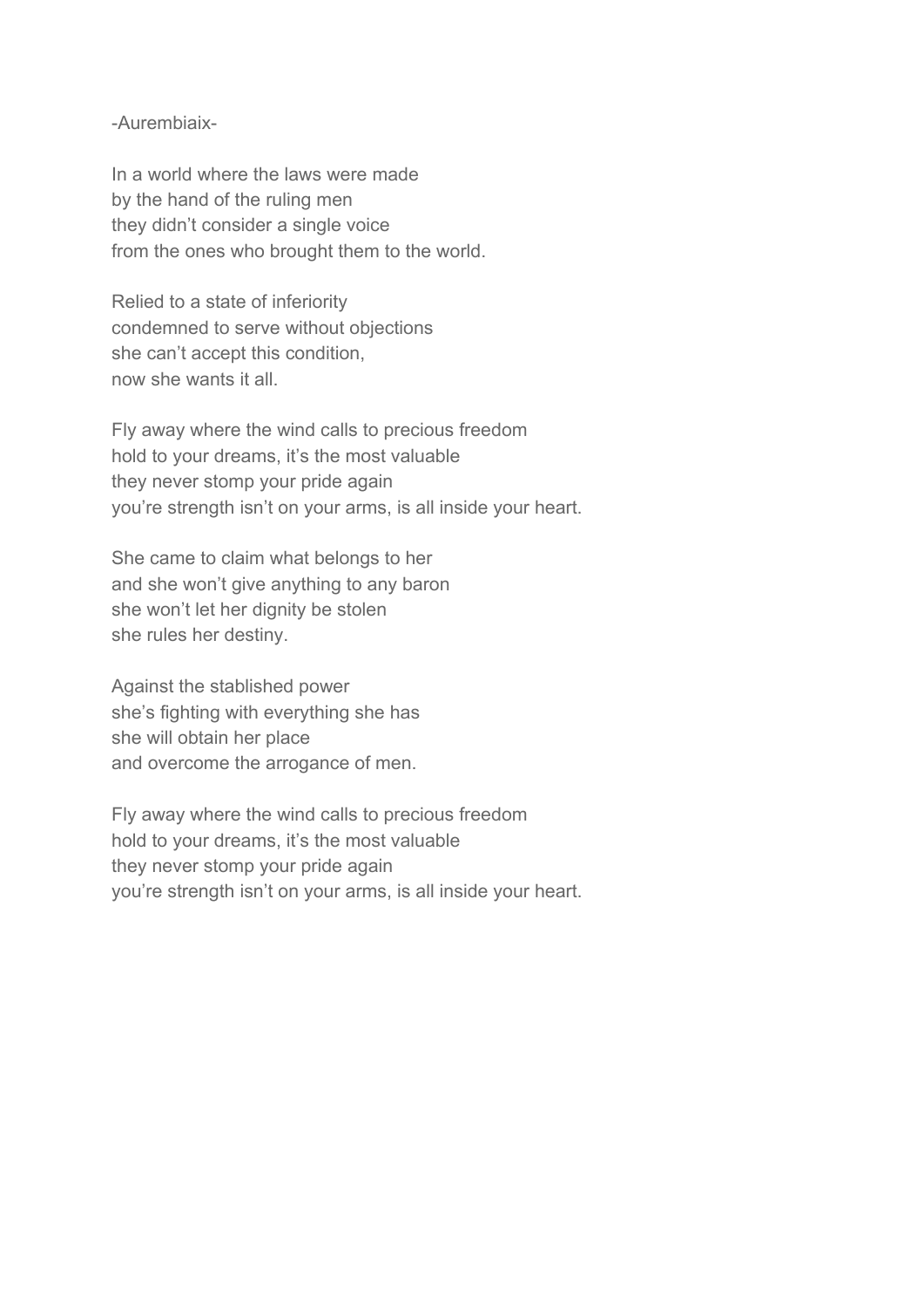-Aurembiaix-

In a world where the laws were made  
by the hand of the ruling men  
they didn't consider a single voice  
from the ones who brought them to the world.

Relied to a state of inferiority  
condemned to serve without objections  
she can't accept this condition,  
now she wants it all.

Fly away where the wind calls to precious freedom  
hold to your dreams, it's the most valuable  
they never stomp your pride again  
you're strength isn't on your arms, is all inside your heart.

She came to claim what belongs to her  
and she won't give anything to any baron  
she won't let her dignity be stolen  
she rules her destiny.

Against the stablished power  
she's fighting with everything she has  
she will obtain her place  
and overcome the arrogance of men.

Fly away where the wind calls to precious freedom  
hold to your dreams, it's the most valuable  
they never stomp your pride again  
you're strength isn't on your arms, is all inside your heart.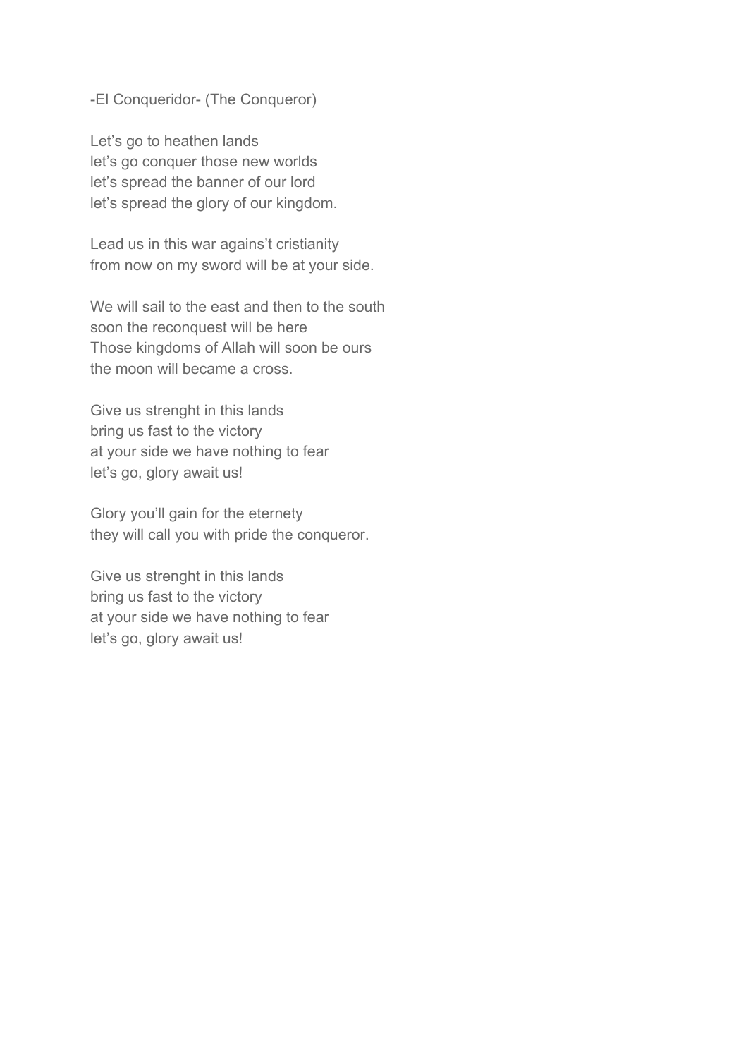-El Conqueridor- (The Conqueror)

Let's go to heathen lands
let's go conquer those new worlds
let's spread the banner of our lord
let's spread the glory of our kingdom.

Lead us in this war agains't cristianity
from now on my sword will be at your side.

We will sail to the east and then to the south
soon the reconquest will be here
Those kingdoms of Allah will soon be ours
the moon will became a cross.

Give us strenght in this lands
bring us fast to the victory
at your side we have nothing to fear
let's go, glory await us!

Glory you'll gain for the eternety
they will call you with pride the conqueror.

Give us strenght in this lands
bring us fast to the victory
at your side we have nothing to fear
let's go, glory await us!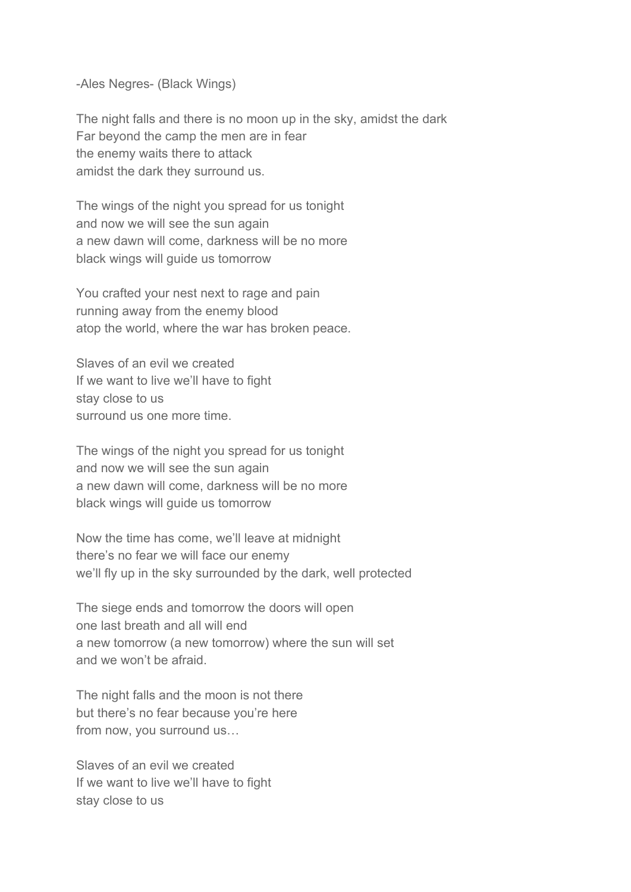-Ales Negres- (Black Wings)

The night falls and there is no moon up in the sky, amidst the dark  
Far beyond the camp the men are in fear  
the enemy waits there to attack  
amidst the dark they surround us.

The wings of the night you spread for us tonight  
and now we will see the sun again  
a new dawn will come, darkness will be no more  
black wings will guide us tomorrow

You crafted your nest next to rage and pain  
running away from the enemy blood  
atop the world, where the war has broken peace.

Slaves of an evil we created  
If we want to live we'll have to fight  
stay close to us  
surround us one more time.

The wings of the night you spread for us tonight  
and now we will see the sun again  
a new dawn will come, darkness will be no more  
black wings will guide us tomorrow

Now the time has come, we'll leave at midnight  
there's no fear we will face our enemy  
we'll fly up in the sky surrounded by the dark, well protected

The siege ends and tomorrow the doors will open  
one last breath and all will end  
a new tomorrow (a new tomorrow) where the sun will set  
and we won't be afraid.

The night falls and the moon is not there  
but there's no fear because you're here  
from now, you surround us…

Slaves of an evil we created  
If we want to live we'll have to fight  
stay close to us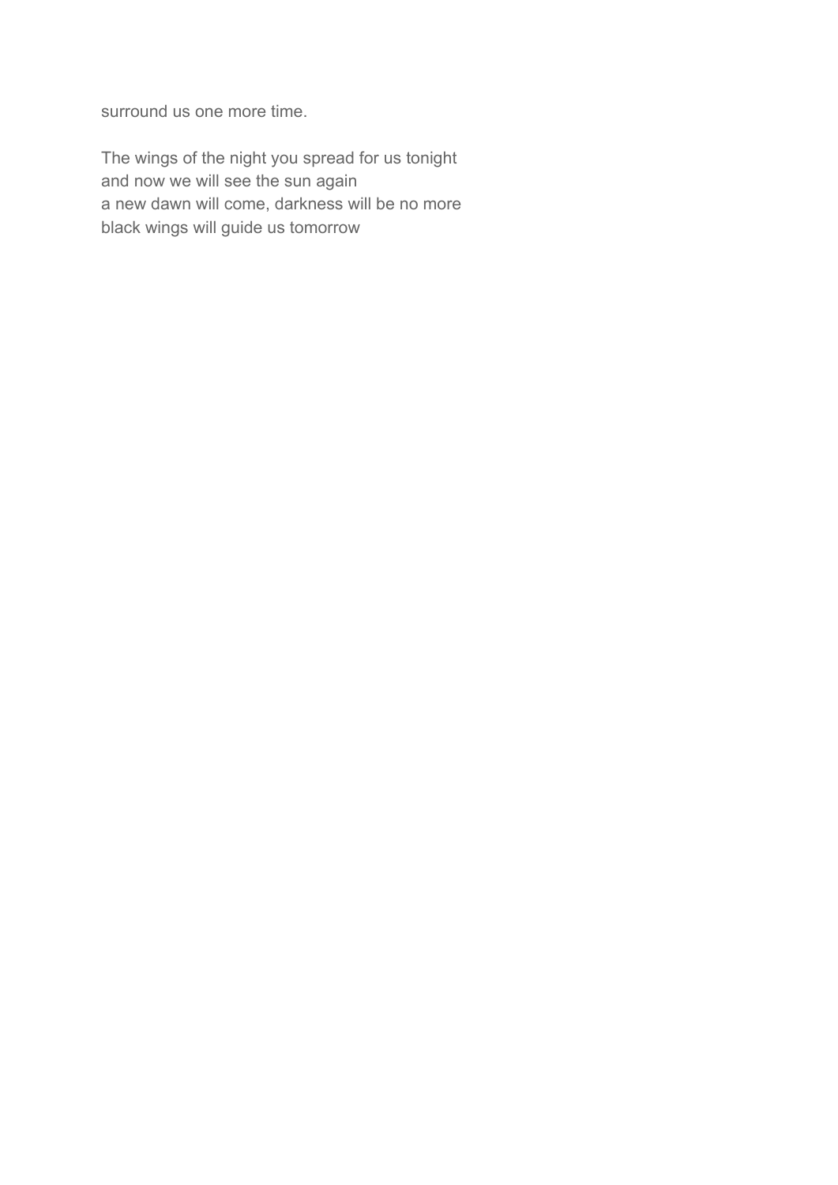surround us one more time.

The wings of the night you spread for us tonight
and now we will see the sun again
a new dawn will come, darkness will be no more
black wings will guide us tomorrow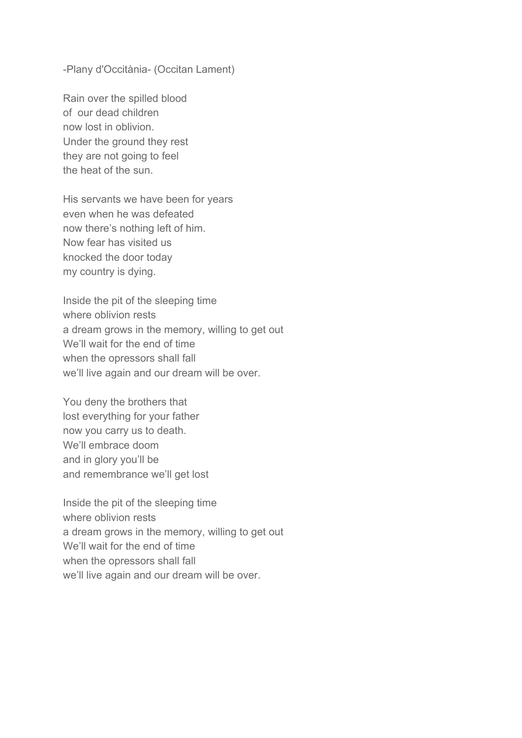-Plany d'Occitània- (Occitan Lament)

Rain over the spilled blood  
of  our dead children  
now lost in oblivion.  
Under the ground they rest  
they are not going to feel  
the heat of the sun.

His servants we have been for years  
even when he was defeated  
now there's nothing left of him.  
Now fear has visited us  
knocked the door today  
my country is dying.

Inside the pit of the sleeping time  
where oblivion rests  
a dream grows in the memory, willing to get out  
We'll wait for the end of time  
when the opressors shall fall  
we'll live again and our dream will be over.

You deny the brothers that  
lost everything for your father  
now you carry us to death.  
We'll embrace doom  
and in glory you'll be  
and remembrance we'll get lost

Inside the pit of the sleeping time  
where oblivion rests  
a dream grows in the memory, willing to get out  
We'll wait for the end of time  
when the opressors shall fall  
we'll live again and our dream will be over.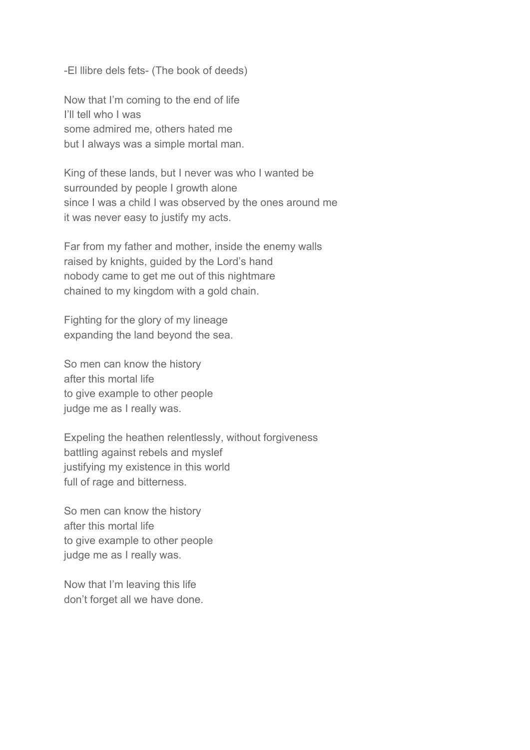-El llibre dels fets- (The book of deeds)

Now that I'm coming to the end of life  
I'll tell who I was  
some admired me, others hated me  
but I always was a simple mortal man.

King of these lands, but I never was who I wanted be  
surrounded by people I growth alone  
since I was a child I was observed by the ones around me  
it was never easy to justify my acts.

Far from my father and mother, inside the enemy walls  
raised by knights, guided by the Lord's hand  
nobody came to get me out of this nightmare  
chained to my kingdom with a gold chain.

Fighting for the glory of my lineage  
expanding the land beyond the sea.

So men can know the history  
after this mortal life  
to give example to other people  
judge me as I really was.

Expeling the heathen relentlessly, without forgiveness  
battling against rebels and myslef  
justifying my existence in this world  
full of rage and bitterness.

So men can know the history  
after this mortal life  
to give example to other people  
judge me as I really was.

Now that I'm leaving this life  
don't forget all we have done.